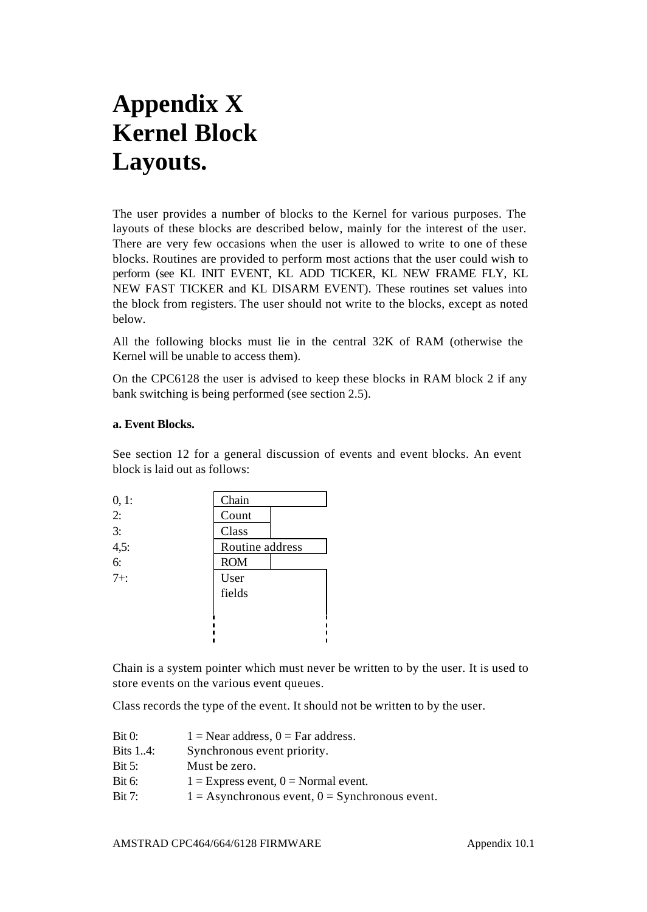# Appendix X
# Kernel Block Layouts.

The user provides a number of blocks to the Kernel for various purposes. The layouts of these blocks are described below, mainly for the interest of the user. There are very few occasions when the user is allowed to write to one of these blocks. Routines are provided to perform most actions that the user could wish to perform (see KL INIT EVENT, KL ADD TICKER, KL NEW FRAME FLY, KL NEW FAST TICKER and KL DISARM EVENT). These routines set values into the block from registers. The user should not write to the blocks, except as noted below.

All the following blocks must lie in the central 32K of RAM (otherwise the Kernel will be unable to access them).

On the CPC6128 the user is advised to keep these blocks in RAM block 2 if any bank switching is being performed (see section 2.5).

**a. Event Blocks.**

See section 12 for a general discussion of events and event blocks. An event block is laid out as follows:

| | |
|---|---|
| 0, 1: | Chain |
| 2: | Count |
| 3: | Class |
| 4,5: | Routine address |
| 6: | ROM |
| 7+: | User fields |

Chain is a system pointer which must never be written to by the user. It is used to store events on the various event queues.

Class records the type of the event. It should not be written to by the user.

| | |
|---|---|
| Bit 0: | 1 = Near address, 0 = Far address. |
| Bits 1..4: | Synchronous event priority. |
| Bit 5: | Must be zero. |
| Bit 6: | 1 = Express event, 0 = Normal event. |
| Bit 7: | 1 = Asynchronous event, 0 = Synchronous event. |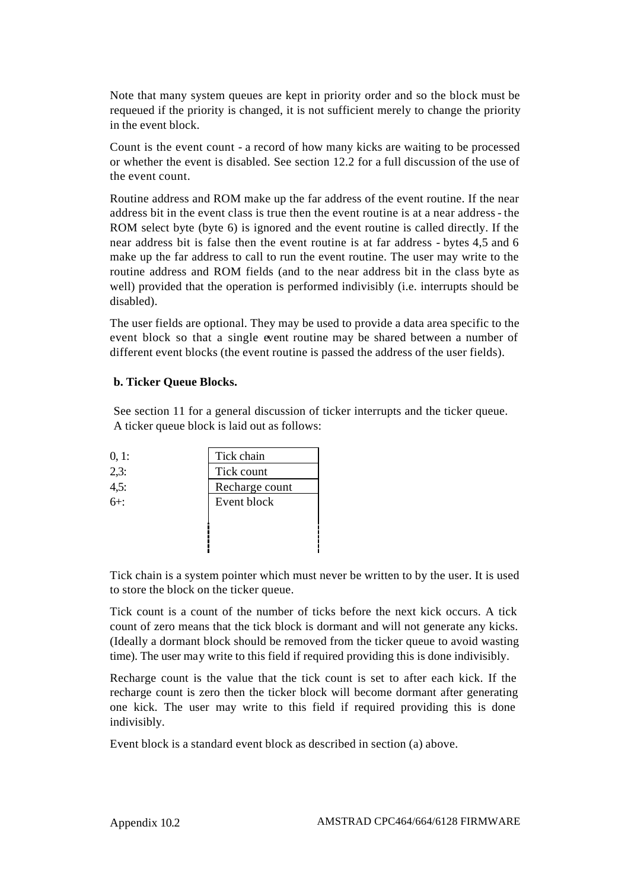Note that many system queues are kept in priority order and so the block must be requeued if the priority is changed, it is not sufficient merely to change the priority in the event block.

Count is the event count - a record of how many kicks are waiting to be processed or whether the event is disabled. See section 12.2 for a full discussion of the use of the event count.

Routine address and ROM make up the far address of the event routine. If the near address bit in the event class is true then the event routine is at a near address - the ROM select byte (byte 6) is ignored and the event routine is called directly. If the near address bit is false then the event routine is at far address - bytes 4,5 and 6 make up the far address to call to run the event routine. The user may write to the routine address and ROM fields (and to the near address bit in the class byte as well) provided that the operation is performed indivisibly (i.e. interrupts should be disabled).

The user fields are optional. They may be used to provide a data area specific to the event block so that a single event routine may be shared between a number of different event blocks (the event routine is passed the address of the user fields).

**b. Ticker Queue Blocks.**

See section 11 for a general discussion of ticker interrupts and the ticker queue. A ticker queue block is laid out as follows:

| | |
|---|---|
| 0, 1: | Tick chain |
| 2,3: | Tick count |
| 4,5: | Recharge count |
| 6+: | Event block |

Tick chain is a system pointer which must never be written to by the user. It is used to store the block on the ticker queue.

Tick count is a count of the number of ticks before the next kick occurs. A tick count of zero means that the tick block is dormant and will not generate any kicks. (Ideally a dormant block should be removed from the ticker queue to avoid wasting time). The user may write to this field if required providing this is done indivisibly.

Recharge count is the value that the tick count is set to after each kick. If the recharge count is zero then the ticker block will become dormant after generating one kick. The user may write to this field if required providing this is done indivisibly.

Event block is a standard event block as described in section (a) above.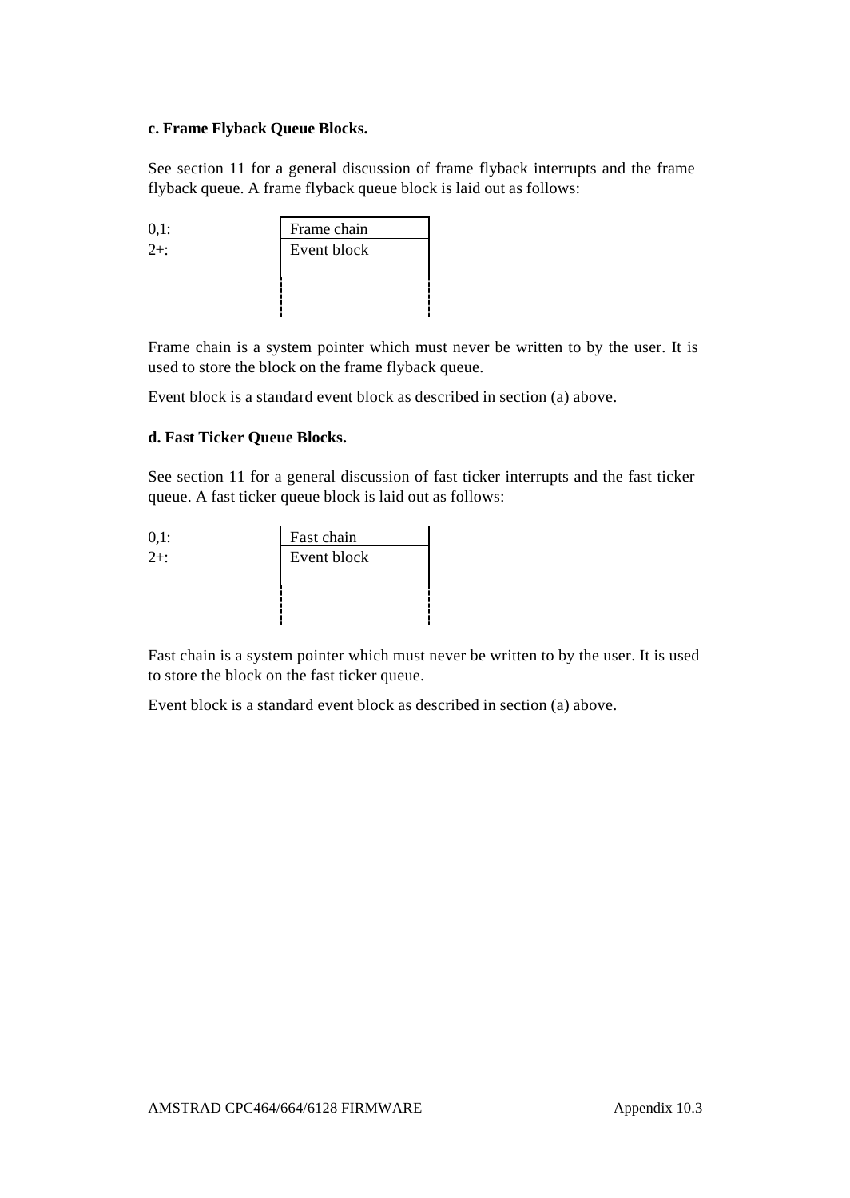**c. Frame Flyback Queue Blocks.**

See section 11 for a general discussion of frame flyback interrupts and the frame flyback queue. A frame flyback queue block is laid out as follows:

| | |
|---|---|
| 0,1: | Frame chain |
| 2+: | Event block |

Frame chain is a system pointer which must never be written to by the user. It is used to store the block on the frame flyback queue.

Event block is a standard event block as described in section (a) above.

**d. Fast Ticker Queue Blocks.**

See section 11 for a general discussion of fast ticker interrupts and the fast ticker queue. A fast ticker queue block is laid out as follows:

| | |
|---|---|
| 0,1: | Fast chain |
| 2+: | Event block |

Fast chain is a system pointer which must never be written to by the user. It is used to store the block on the fast ticker queue.

Event block is a standard event block as described in section (a) above.